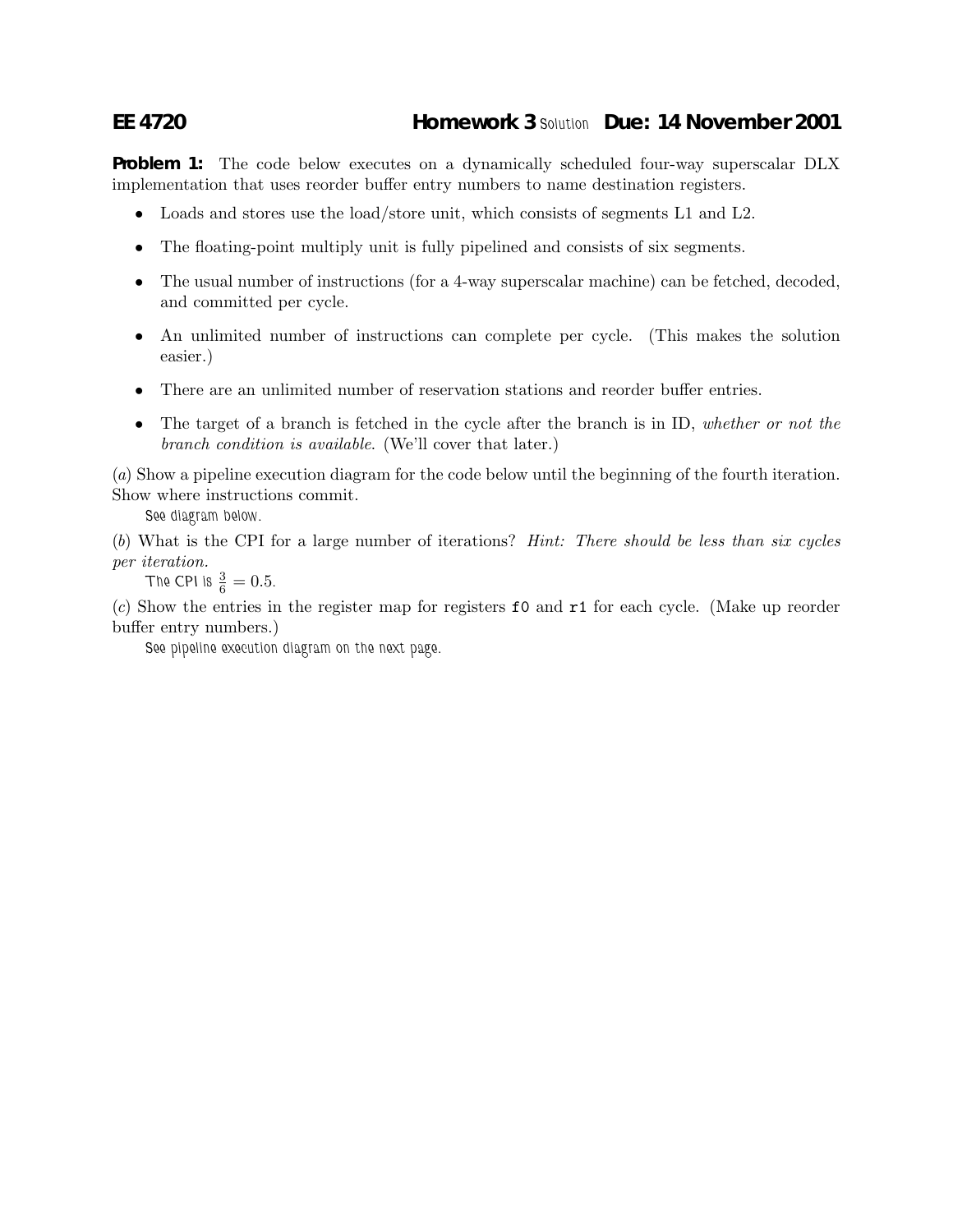**EE 4720** **Homework 3** Solution **Due: 14 November 2001**

**Problem 1:** The code below executes on a dynamically scheduled four-way superscalar DLX implementation that uses reorder buffer entry numbers to name destination registers.

- Loads and stores use the load/store unit, which consists of segments L1 and L2.
- The floating-point multiply unit is fully pipelined and consists of six segments.
- The usual number of instructions (for a 4-way superscalar machine) can be fetched, decoded, and committed per cycle.
- An unlimited number of instructions can complete per cycle. (This makes the solution easier.)
- There are an unlimited number of reservation stations and reorder buffer entries.
- The target of a branch is fetched in the cycle after the branch is in ID, *whether or not the branch condition is available*. (We'll cover that later.)

(*a*) Show a pipeline execution diagram for the code below until the beginning of the fourth iteration. Show where instructions commit.

See diagram below.

(*b*) What is the CPI for a large number of iterations? *Hint: There should be less than six cycles per iteration.*

The CPI is $\frac{3}{6} = 0.5$.

(*c*) Show the entries in the register map for registers `f0` and `r1` for each cycle. (Make up reorder buffer entry numbers.)

See pipeline execution diagram on the next page.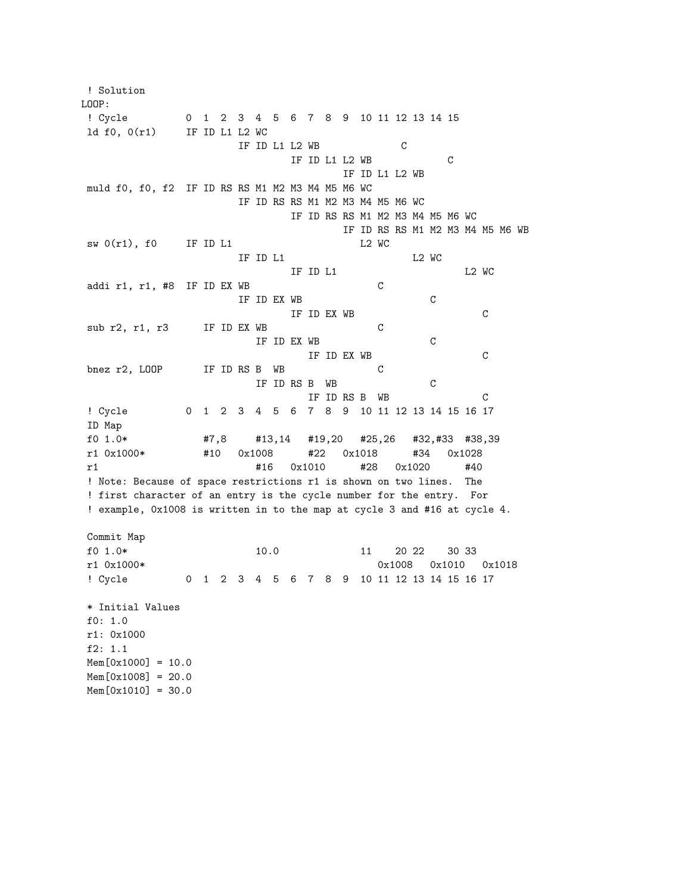```
 ! Solution
LOOP:
 ! Cycle          0  1  2  3  4  5  6  7  8  9  10 11 12 13 14 15
 ld f0, 0(r1)     IF ID L1 L2 WC
                        IF ID L1 L2 WB              C
                              IF ID L1 L2 WB             C
                                    IF ID L1 L2 WB
 muld f0, f0, f2  IF ID RS RS M1 M2 M3 M4 M5 M6 WC
                        IF ID RS RS M1 M2 M3 M4 M5 M6 WC
                              IF ID RS RS M1 M2 M3 M4 M5 M6 WC
                                    IF ID RS RS M1 M2 M3 M4 M5 M6 WB
 sw 0(r1), f0     IF ID L1                    L2 WC
                        IF ID L1                    L2 WC
                              IF ID L1                    L2 WC
 addi r1, r1, #8  IF ID EX WB                 C
                        IF ID EX WB                 C
                              IF ID EX WB                 C
 sub r2, r1, r3      IF ID EX WB              C
                        IF ID EX WB                 C
                              IF ID EX WB                 C
 bnez r2, LOOP       IF ID RS B  WB           C
                        IF ID RS B  WB              C
                              IF ID RS B  WB              C
 ! Cycle          0  1  2  3  4  5  6  7  8  9  10 11 12 13 14 15 16 17
 ID Map
 f0 1.0*             #7,8     #13,14   #19,20   #25,26   #32,#33  #38,39
 r1 0x1000*          #10   0x1008      #22   0x1018      #34   0x1028
 r1                           #16   0x1010      #28   0x1020      #40
 ! Note: Because of space restrictions r1 is shown on two lines.  The
 ! first character of an entry is the cycle number for the entry.  For
 ! example, 0x1008 is written in to the map at cycle 3 and #16 at cycle 4.

 Commit Map
 f0 1.0*                      10.0              11    20 22    30 33
 r1 0x1000*                                        0x1008   0x1010   0x1018
 ! Cycle          0  1  2  3  4  5  6  7  8  9  10 11 12 13 14 15 16 17

 * Initial Values
 f0: 1.0
 r1: 0x1000
 f2: 1.1
 Mem[0x1000] = 10.0
 Mem[0x1008] = 20.0
 Mem[0x1010] = 30.0
```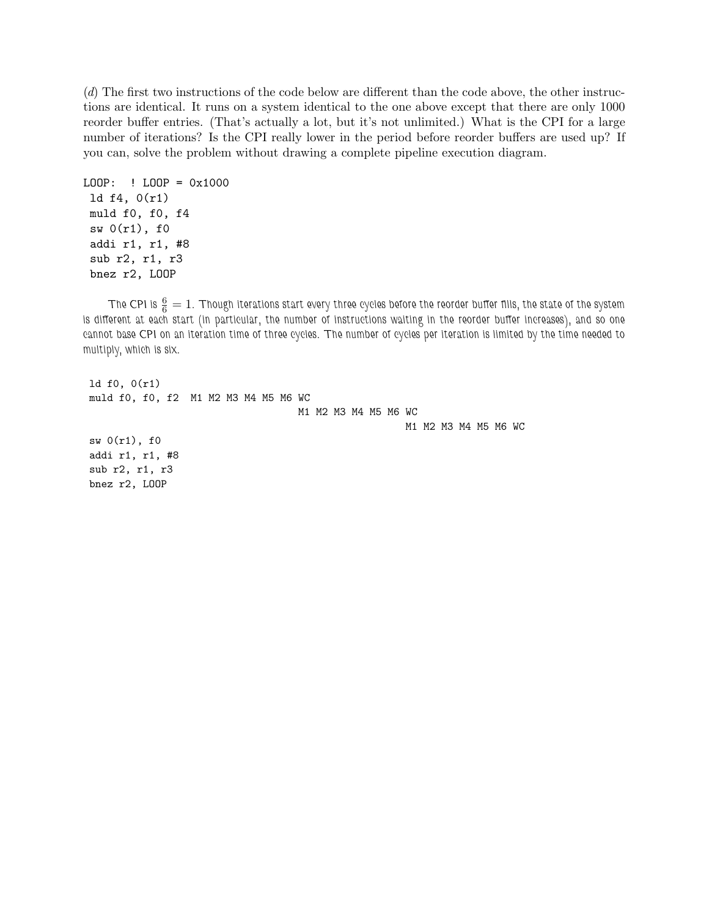(*d*) The first two instructions of the code below are different than the code above, the other instructions are identical. It runs on a system identical to the one above except that there are only 1000 reorder buffer entries. (That's actually a lot, but it's not unlimited.) What is the CPI for a large number of iterations? Is the CPI really lower in the period before reorder buffers are used up? If you can, solve the problem without drawing a complete pipeline execution diagram.

```
LOOP:  ! LOOP = 0x1000
 ld f4, 0(r1)
 muld f0, f0, f4
 sw 0(r1), f0
 addi r1, r1, #8
 sub r2, r1, r3
 bnez r2, LOOP
```

The CPI is $\frac{6}{6} = 1$. Though iterations start every three cycles before the reorder buffer fills, the state of the system is different at each start (in particular, the number of instructions waiting in the reorder buffer increases), and so one cannot base CPI on an iteration time of three cycles. The number of cycles per iteration is limited by the time needed to multiply, which is six.

```
 ld f0, 0(r1)
 muld f0, f0, f2  M1 M2 M3 M4 M5 M6 WC
                                     M1 M2 M3 M4 M5 M6 WC
                                                         M1 M2 M3 M4 M5 M6 WC
 sw 0(r1), f0
 addi r1, r1, #8
 sub r2, r1, r3
 bnez r2, LOOP
```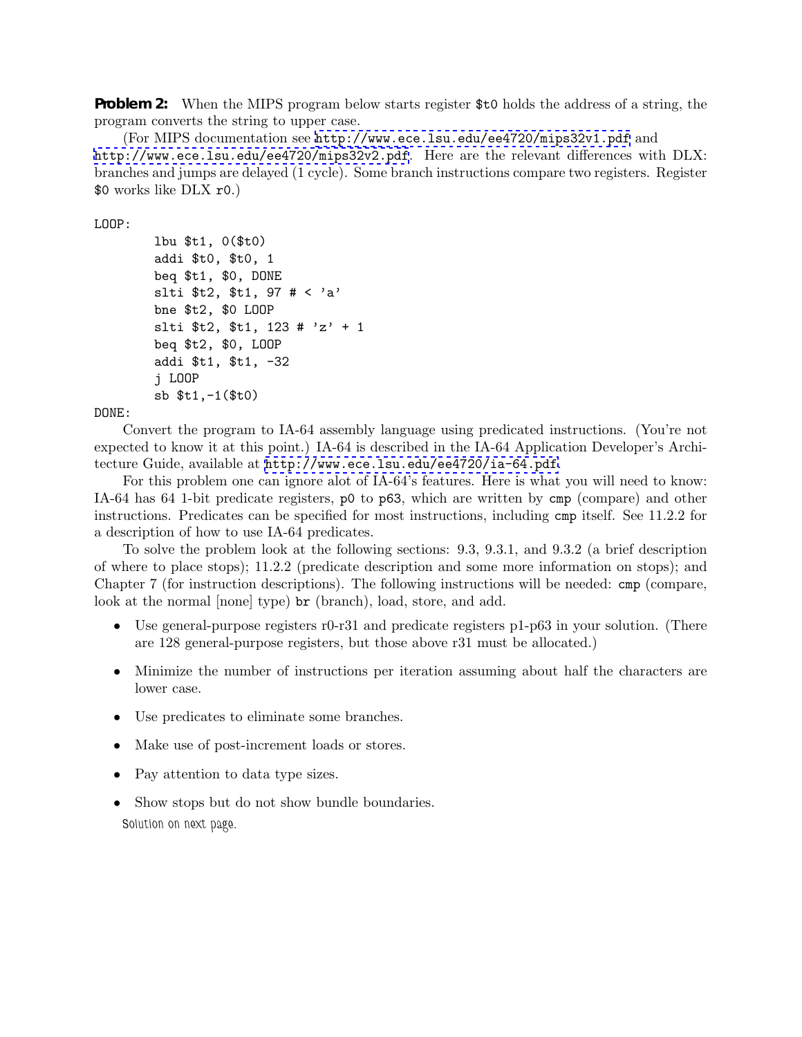**Problem 2:** When the MIPS program below starts register `$t0` holds the address of a string, the program converts the string to upper case.

(For MIPS documentation see http://www.ece.lsu.edu/ee4720/mips32v1.pdf and http://www.ece.lsu.edu/ee4720/mips32v2.pdf. Here are the relevant differences with DLX: branches and jumps are delayed (1 cycle). Some branch instructions compare two registers. Register `$0` works like DLX `r0`.)

```
LOOP:
        lbu $t1, 0($t0)
        addi $t0, $t0, 1
        beq $t1, $0, DONE
        slti $t2, $t1, 97 # < 'a'
        bne $t2, $0 LOOP
        slti $t2, $t1, 123 # 'z' + 1
        beq $t2, $0, LOOP
        addi $t1, $t1, -32
        j LOOP
        sb $t1,-1($t0)
DONE:
```

Convert the program to IA-64 assembly language using predicated instructions. (You're not expected to know it at this point.) IA-64 is described in the IA-64 Application Developer's Architecture Guide, available at http://www.ece.lsu.edu/ee4720/ia-64.pdf.

For this problem one can ignore alot of IA-64's features. Here is what you will need to know: IA-64 has 64 1-bit predicate registers, `p0` to `p63`, which are written by `cmp` (compare) and other instructions. Predicates can be specified for most instructions, including `cmp` itself. See 11.2.2 for a description of how to use IA-64 predicates.

To solve the problem look at the following sections: 9.3, 9.3.1, and 9.3.2 (a brief description of where to place stops); 11.2.2 (predicate description and some more information on stops); and Chapter 7 (for instruction descriptions). The following instructions will be needed: `cmp` (compare, look at the normal [none] type) `br` (branch), load, store, and add.

- Use general-purpose registers r0-r31 and predicate registers p1-p63 in your solution. (There are 128 general-purpose registers, but those above r31 must be allocated.)
- Minimize the number of instructions per iteration assuming about half the characters are lower case.
- Use predicates to eliminate some branches.
- Make use of post-increment loads or stores.
- Pay attention to data type sizes.
- Show stops but do not show bundle boundaries.

Solution on next page.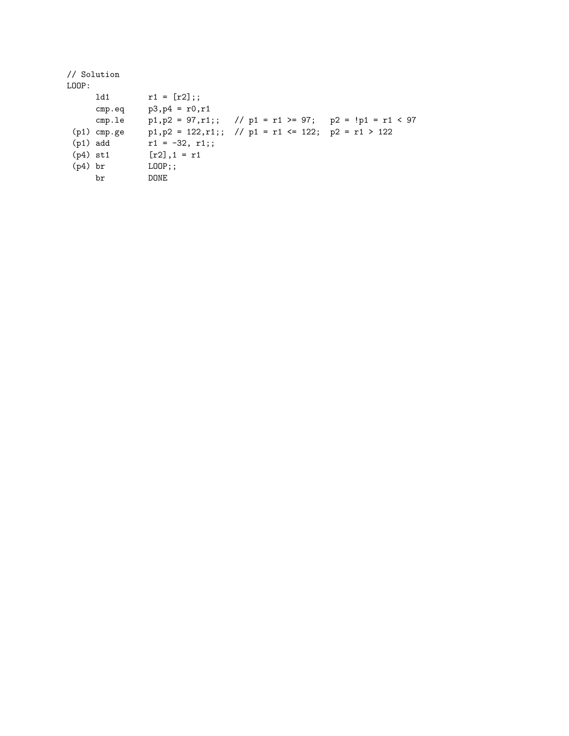```
// Solution
LOOP:
      ld1        r1 = [r2];;
      cmp.eq     p3,p4 = r0,r1
      cmp.le     p1,p2 = 97,r1;;   // p1 = r1 >= 97;   p2 = !p1 = r1 < 97
 (p1) cmp.ge     p1,p2 = 122,r1;;  // p1 = r1 <= 122;  p2 = r1 > 122
 (p1) add        r1 = -32, r1;;
 (p4) st1        [r2],1 = r1
 (p4) br         LOOP;;
      br         DONE
```